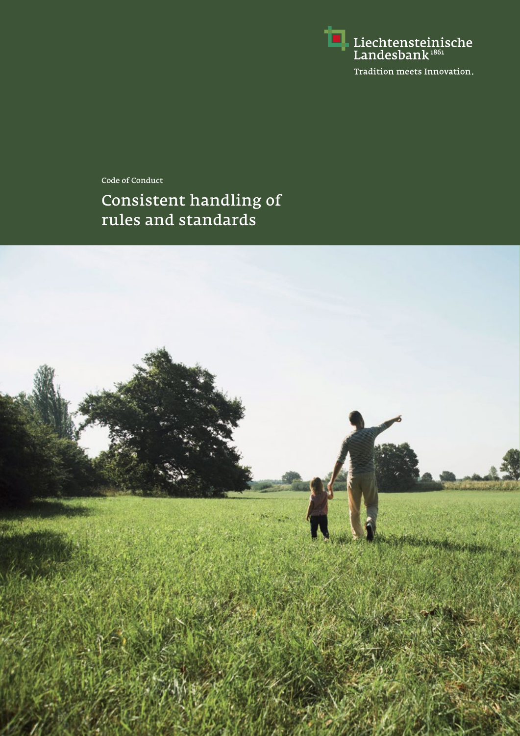Liechtensteinische Landesbank[1861]

Tradition meets Innovation.

Code of Conduct

# Consistent handling of rules and standards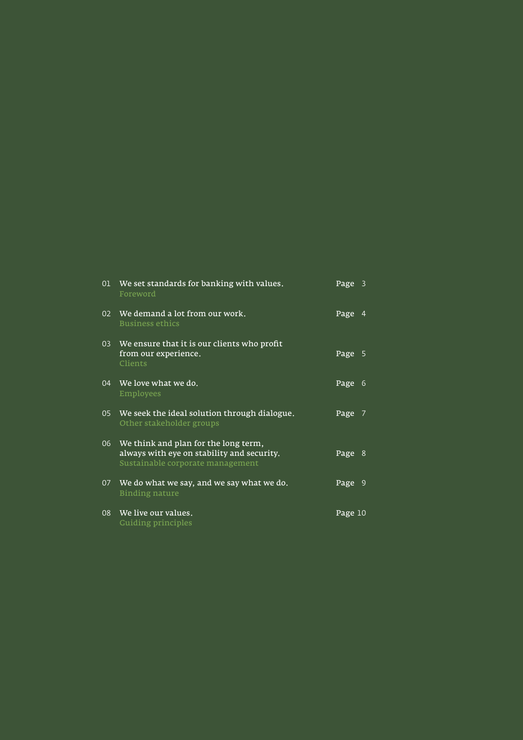| | | |
|---|---|---|
| 01 | We set standards for banking with values.<br>Foreword | Page 3 |
| 02 | We demand a lot from our work.<br>Business ethics | Page 4 |
| 03 | We ensure that it is our clients who profit from our experience.<br>Clients | Page 5 |
| 04 | We love what we do.<br>Employees | Page 6 |
| 05 | We seek the ideal solution through dialogue.<br>Other stakeholder groups | Page 7 |
| 06 | We think and plan for the long term, always with eye on stability and security.<br>Sustainable corporate management | Page 8 |
| 07 | We do what we say, and we say what we do.<br>Binding nature | Page 9 |
| 08 | We live our values.<br>Guiding principles | Page 10 |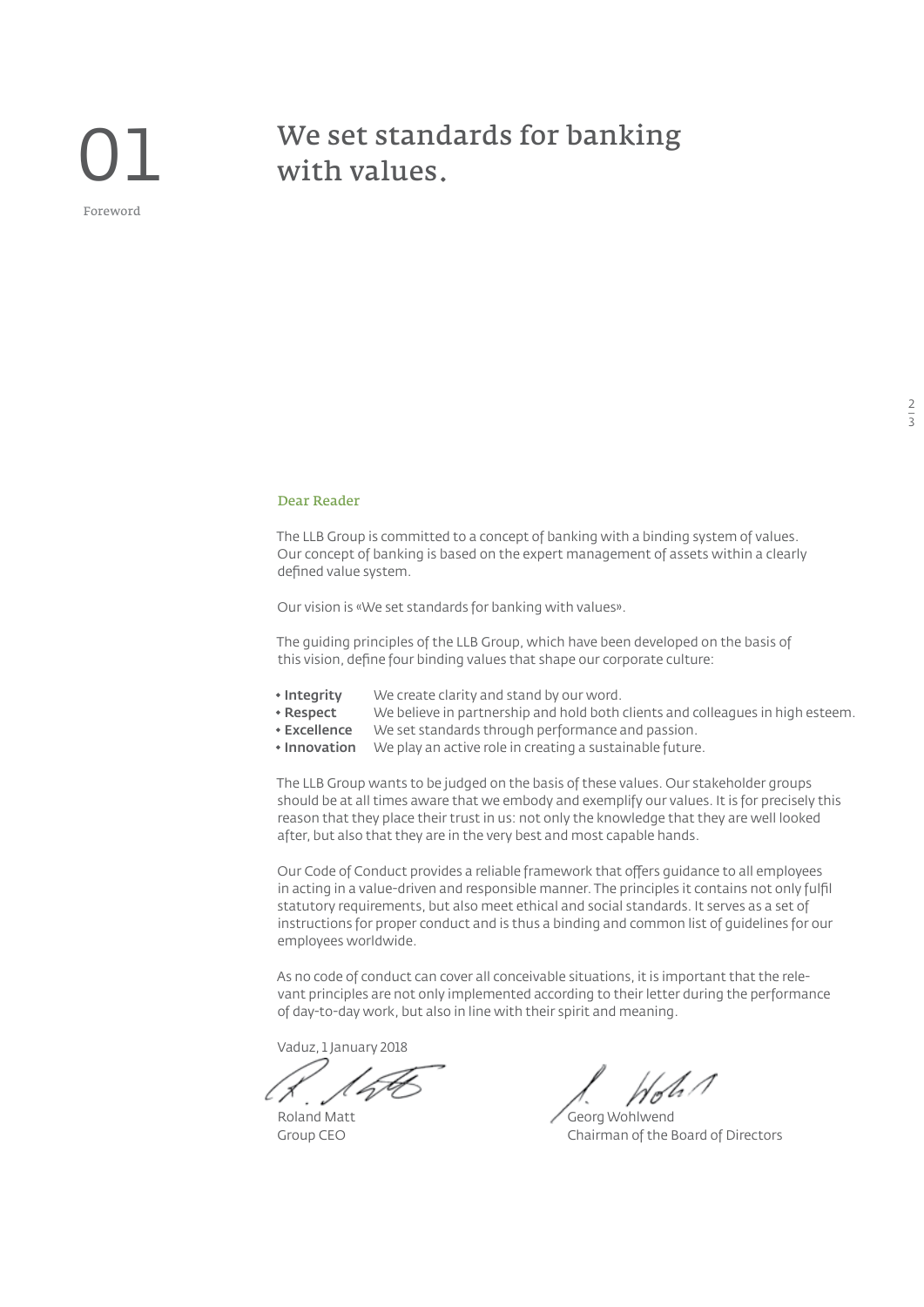# 01

Foreword

# We set standards for banking with values.

## Dear Reader

The LLB Group is committed to a concept of banking with a binding system of values. Our concept of banking is based on the expert management of assets within a clearly defined value system.

Our vision is «We set standards for banking with values».

The guiding principles of the LLB Group, which have been developed on the basis of this vision, define four binding values that shape our corporate culture:

- **Integrity** We create clarity and stand by our word.
- **Respect** We believe in partnership and hold both clients and colleagues in high esteem.
- **Excellence** We set standards through performance and passion.
- **Innovation** We play an active role in creating a sustainable future.

The LLB Group wants to be judged on the basis of these values. Our stakeholder groups should be at all times aware that we embody and exemplify our values. It is for precisely this reason that they place their trust in us: not only the knowledge that they are well looked after, but also that they are in the very best and most capable hands.

Our Code of Conduct provides a reliable framework that offers guidance to all employees in acting in a value-driven and responsible manner. The principles it contains not only fulfil statutory requirements, but also meet ethical and social standards. It serves as a set of instructions for proper conduct and is thus a binding and common list of guidelines for our employees worldwide.

As no code of conduct can cover all conceivable situations, it is important that the relevant principles are not only implemented according to their letter during the performance of day-to-day work, but also in line with their spirit and meaning.

Vaduz, 1 January 2018

Roland Matt
Group CEO

Georg Wohlwend
Chairman of the Board of Directors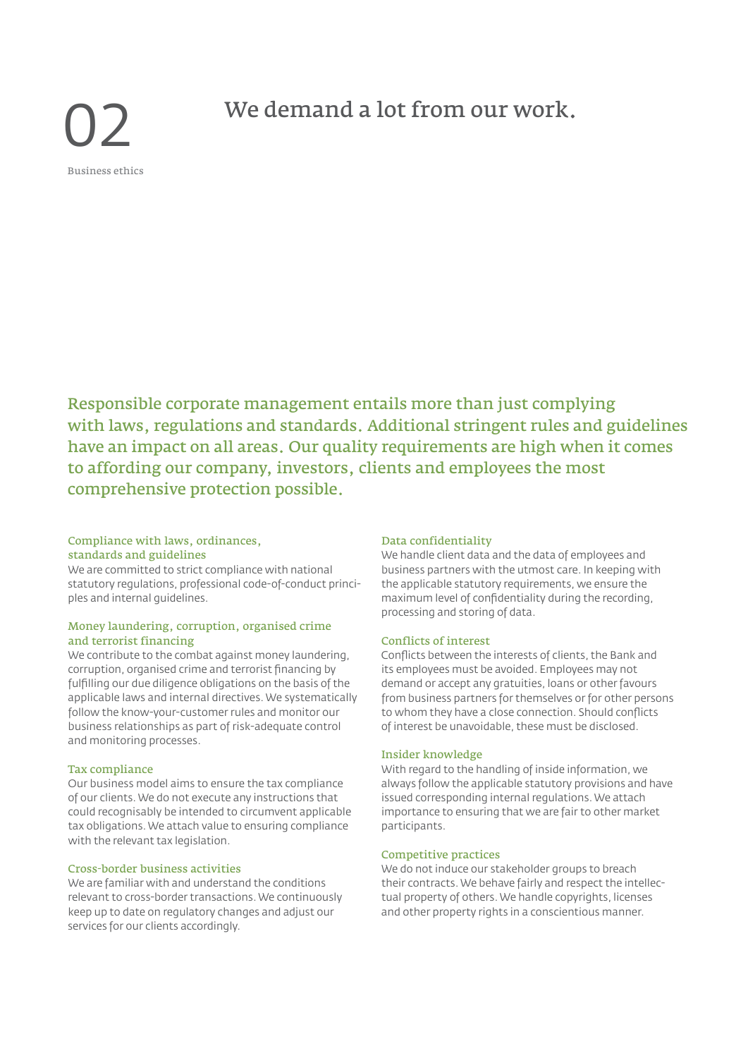# 02

Business ethics

## We demand a lot from our work.

**Responsible corporate management entails more than just complying with laws, regulations and standards. Additional stringent rules and guidelines have an impact on all areas. Our quality requirements are high when it comes to affording our company, investors, clients and employees the most comprehensive protection possible.**

### Compliance with laws, ordinances, standards and guidelines

We are committed to strict compliance with national statutory regulations, professional code-of-conduct principles and internal guidelines.

### Money laundering, corruption, organised crime and terrorist financing

We contribute to the combat against money laundering, corruption, organised crime and terrorist financing by fulfilling our due diligence obligations on the basis of the applicable laws and internal directives. We systematically follow the know-your-customer rules and monitor our business relationships as part of risk-adequate control and monitoring processes.

### Tax compliance

Our business model aims to ensure the tax compliance of our clients. We do not execute any instructions that could recognisably be intended to circumvent applicable tax obligations. We attach value to ensuring compliance with the relevant tax legislation.

### Cross-border business activities

We are familiar with and understand the conditions relevant to cross-border transactions. We continuously keep up to date on regulatory changes and adjust our services for our clients accordingly.

### Data confidentiality

We handle client data and the data of employees and business partners with the utmost care. In keeping with the applicable statutory requirements, we ensure the maximum level of confidentiality during the recording, processing and storing of data.

### Conflicts of interest

Conflicts between the interests of clients, the Bank and its employees must be avoided. Employees may not demand or accept any gratuities, loans or other favours from business partners for themselves or for other persons to whom they have a close connection. Should conflicts of interest be unavoidable, these must be disclosed.

### Insider knowledge

With regard to the handling of inside information, we always follow the applicable statutory provisions and have issued corresponding internal regulations. We attach importance to ensuring that we are fair to other market participants.

### Competitive practices

We do not induce our stakeholder groups to breach their contracts. We behave fairly and respect the intellectual property of others. We handle copyrights, licenses and other property rights in a conscientious manner.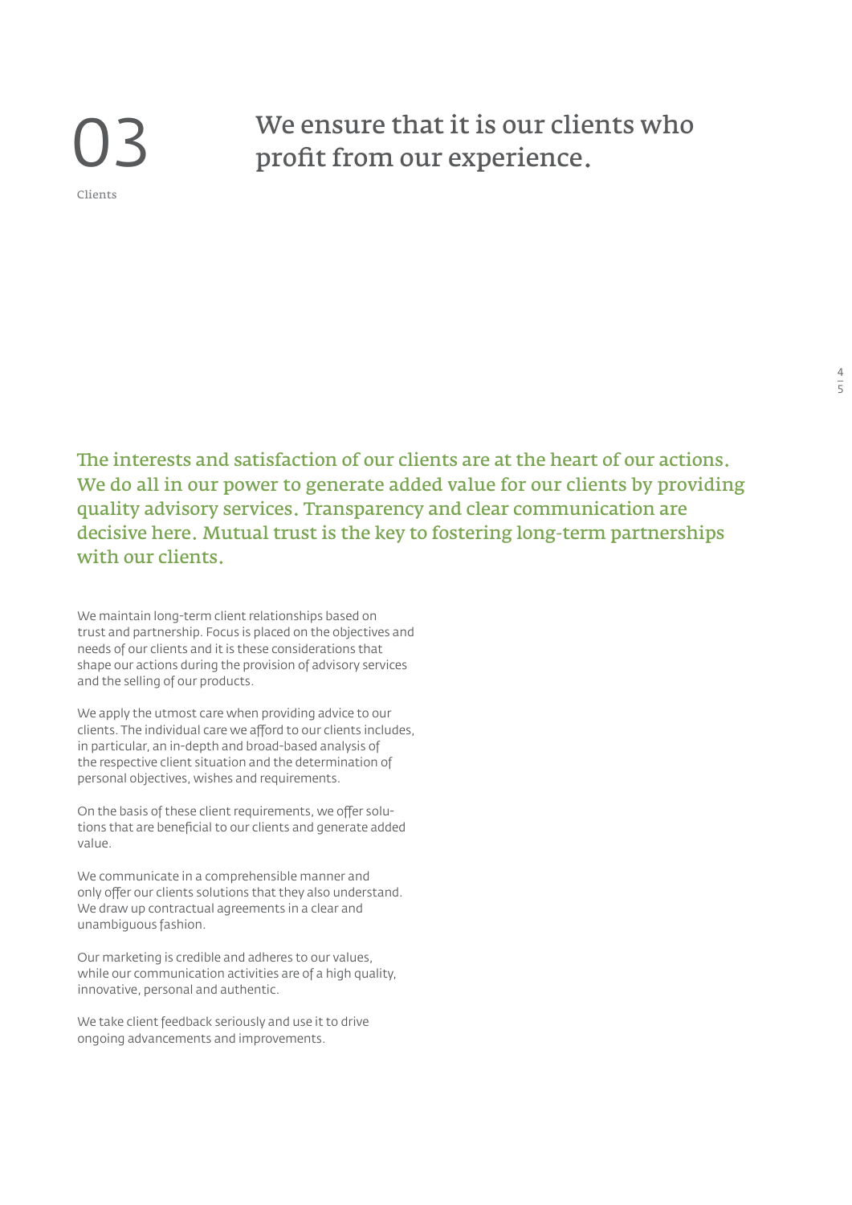# 03

Clients

## We ensure that it is our clients who profit from our experience.

**The interests and satisfaction of our clients are at the heart of our actions. We do all in our power to generate added value for our clients by providing quality advisory services. Transparency and clear communication are decisive here. Mutual trust is the key to fostering long-term partnerships with our clients.**

We maintain long-term client relationships based on trust and partnership. Focus is placed on the objectives and needs of our clients and it is these considerations that shape our actions during the provision of advisory services and the selling of our products.

We apply the utmost care when providing advice to our clients. The individual care we afford to our clients includes, in particular, an in-depth and broad-based analysis of the respective client situation and the determination of personal objectives, wishes and requirements.

On the basis of these client requirements, we offer solutions that are beneficial to our clients and generate added value.

We communicate in a comprehensible manner and only offer our clients solutions that they also understand. We draw up contractual agreements in a clear and unambiguous fashion.

Our marketing is credible and adheres to our values, while our communication activities are of a high quality, innovative, personal and authentic.

We take client feedback seriously and use it to drive ongoing advancements and improvements.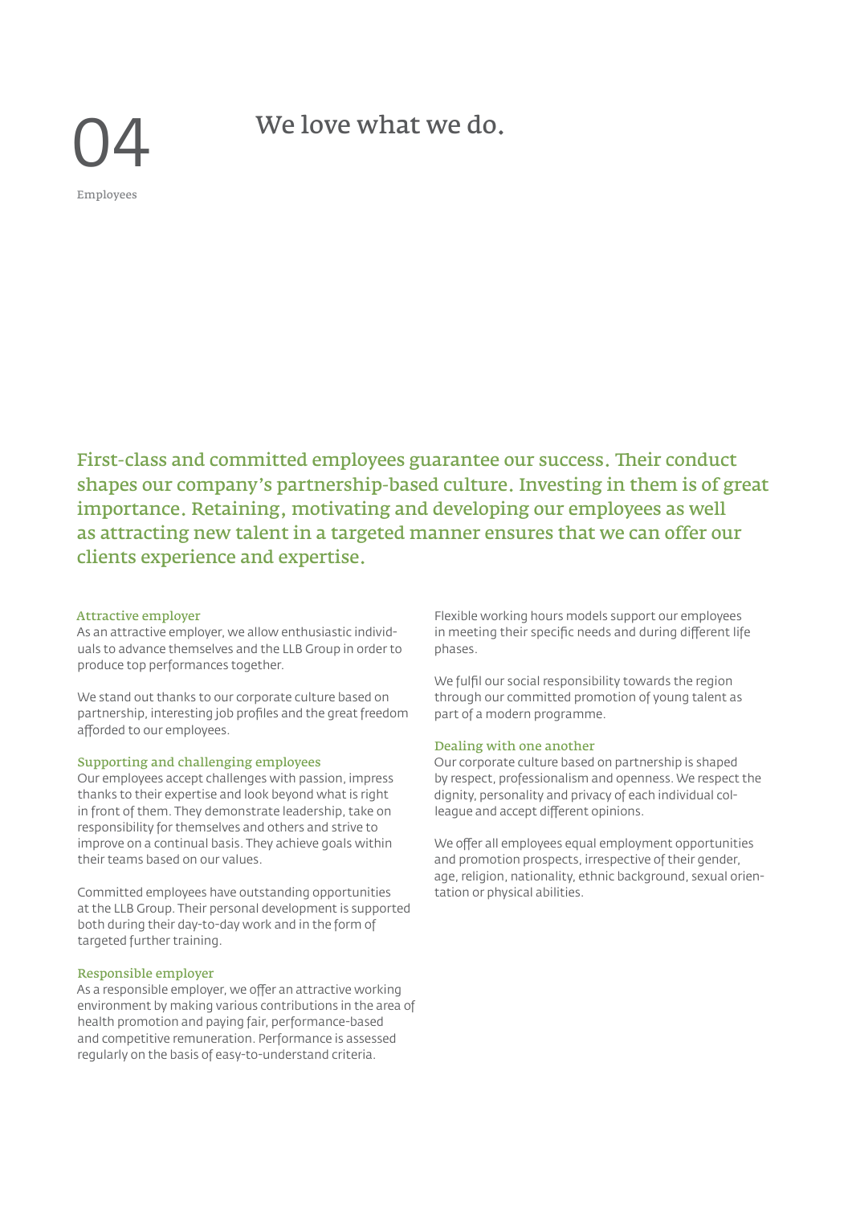# 04

Employees

## We love what we do.

First-class and committed employees guarantee our success. Their conduct shapes our company's partnership-based culture. Investing in them is of great importance. Retaining, motivating and developing our employees as well as attracting new talent in a targeted manner ensures that we can offer our clients experience and expertise.

### Attractive employer

As an attractive employer, we allow enthusiastic individuals to advance themselves and the LLB Group in order to produce top performances together.

We stand out thanks to our corporate culture based on partnership, interesting job profiles and the great freedom afforded to our employees.

### Supporting and challenging employees

Our employees accept challenges with passion, impress thanks to their expertise and look beyond what is right in front of them. They demonstrate leadership, take on responsibility for themselves and others and strive to improve on a continual basis. They achieve goals within their teams based on our values.

Committed employees have outstanding opportunities at the LLB Group. Their personal development is supported both during their day-to-day work and in the form of targeted further training.

### Responsible employer

As a responsible employer, we offer an attractive working environment by making various contributions in the area of health promotion and paying fair, performance-based and competitive remuneration. Performance is assessed regularly on the basis of easy-to-understand criteria.

Flexible working hours models support our employees in meeting their specific needs and during different life phases.

We fulfil our social responsibility towards the region through our committed promotion of young talent as part of a modern programme.

### Dealing with one another

Our corporate culture based on partnership is shaped by respect, professionalism and openness. We respect the dignity, personality and privacy of each individual colleague and accept different opinions.

We offer all employees equal employment opportunities and promotion prospects, irrespective of their gender, age, religion, nationality, ethnic background, sexual orientation or physical abilities.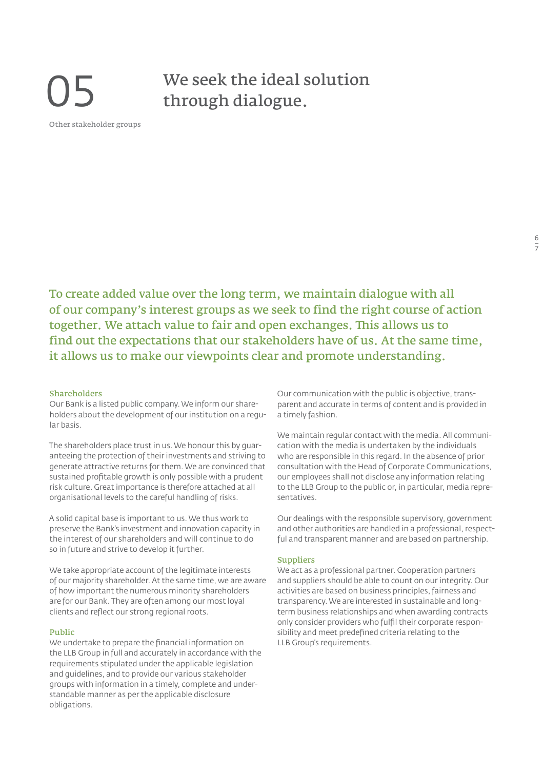# 05 We seek the ideal solution through dialogue.

Other stakeholder groups

**To create added value over the long term, we maintain dialogue with all of our company's interest groups as we seek to find the right course of action together. We attach value to fair and open exchanges. This allows us to find out the expectations that our stakeholders have of us. At the same time, it allows us to make our viewpoints clear and promote understanding.**

### Shareholders

Our Bank is a listed public company. We inform our shareholders about the development of our institution on a regular basis.

The shareholders place trust in us. We honour this by guaranteeing the protection of their investments and striving to generate attractive returns for them. We are convinced that sustained profitable growth is only possible with a prudent risk culture. Great importance is therefore attached at all organisational levels to the careful handling of risks.

A solid capital base is important to us. We thus work to preserve the Bank's investment and innovation capacity in the interest of our shareholders and will continue to do so in future and strive to develop it further.

We take appropriate account of the legitimate interests of our majority shareholder. At the same time, we are aware of how important the numerous minority shareholders are for our Bank. They are often among our most loyal clients and reflect our strong regional roots.

### Public

We undertake to prepare the financial information on the LLB Group in full and accurately in accordance with the requirements stipulated under the applicable legislation and guidelines, and to provide our various stakeholder groups with information in a timely, complete and understandable manner as per the applicable disclosure obligations.

Our communication with the public is objective, transparent and accurate in terms of content and is provided in a timely fashion.

We maintain regular contact with the media. All communication with the media is undertaken by the individuals who are responsible in this regard. In the absence of prior consultation with the Head of Corporate Communications, our employees shall not disclose any information relating to the LLB Group to the public or, in particular, media representatives.

Our dealings with the responsible supervisory, government and other authorities are handled in a professional, respectful and transparent manner and are based on partnership.

### Suppliers

We act as a professional partner. Cooperation partners and suppliers should be able to count on our integrity. Our activities are based on business principles, fairness and transparency. We are interested in sustainable and long-term business relationships and when awarding contracts only consider providers who fulfil their corporate responsibility and meet predefined criteria relating to the LLB Group's requirements.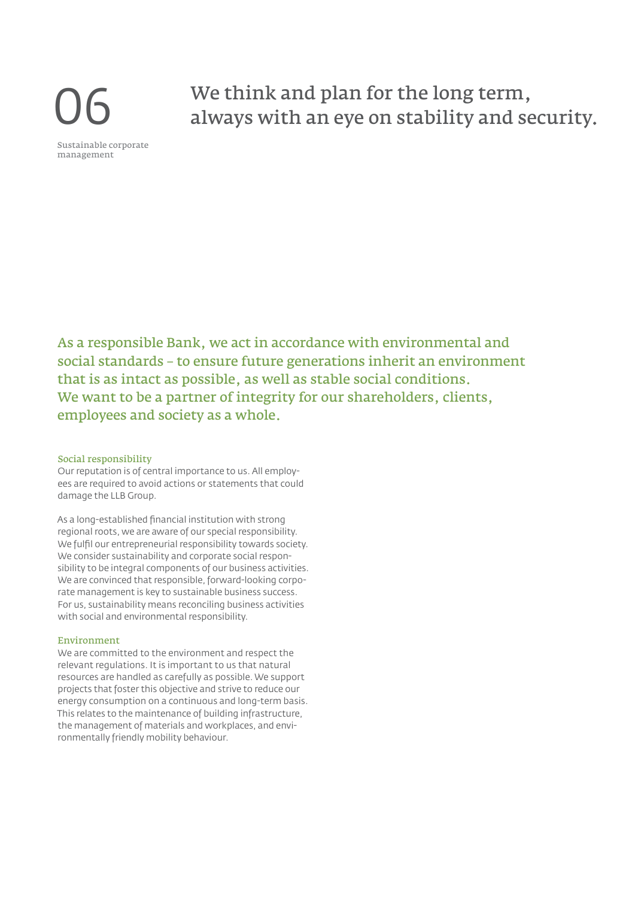# 06

Sustainable corporate management

## We think and plan for the long term, always with an eye on stability and security.

As a responsible Bank, we act in accordance with environmental and social standards – to ensure future generations inherit an environment that is as intact as possible, as well as stable social conditions. We want to be a partner of integrity for our shareholders, clients, employees and society as a whole.

### Social responsibility

Our reputation is of central importance to us. All employees are required to avoid actions or statements that could damage the LLB Group.

As a long-established financial institution with strong regional roots, we are aware of our special responsibility. We fulfil our entrepreneurial responsibility towards society. We consider sustainability and corporate social responsibility to be integral components of our business activities. We are convinced that responsible, forward-looking corporate management is key to sustainable business success. For us, sustainability means reconciling business activities with social and environmental responsibility.

### Environment

We are committed to the environment and respect the relevant regulations. It is important to us that natural resources are handled as carefully as possible. We support projects that foster this objective and strive to reduce our energy consumption on a continuous and long-term basis. This relates to the maintenance of building infrastructure, the management of materials and workplaces, and environmentally friendly mobility behaviour.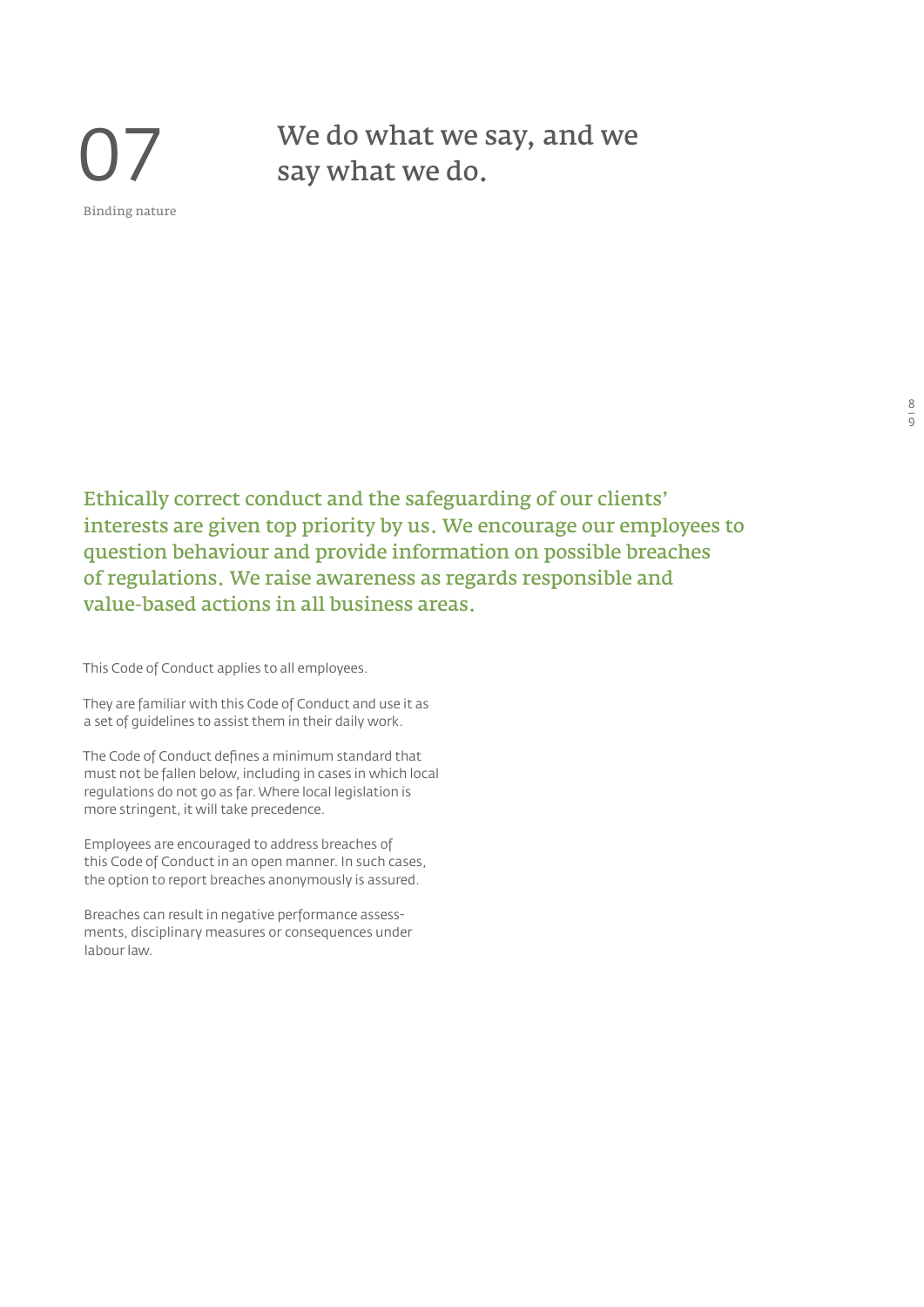# 07

Binding nature

## We do what we say, and we say what we do.

**Ethically correct conduct and the safeguarding of our clients' interests are given top priority by us. We encourage our employees to question behaviour and provide information on possible breaches of regulations. We raise awareness as regards responsible and value-based actions in all business areas.**

This Code of Conduct applies to all employees.

They are familiar with this Code of Conduct and use it as a set of guidelines to assist them in their daily work.

The Code of Conduct defines a minimum standard that must not be fallen below, including in cases in which local regulations do not go as far. Where local legislation is more stringent, it will take precedence.

Employees are encouraged to address breaches of this Code of Conduct in an open manner. In such cases, the option to report breaches anonymously is assured.

Breaches can result in negative performance assessments, disciplinary measures or consequences under labour law.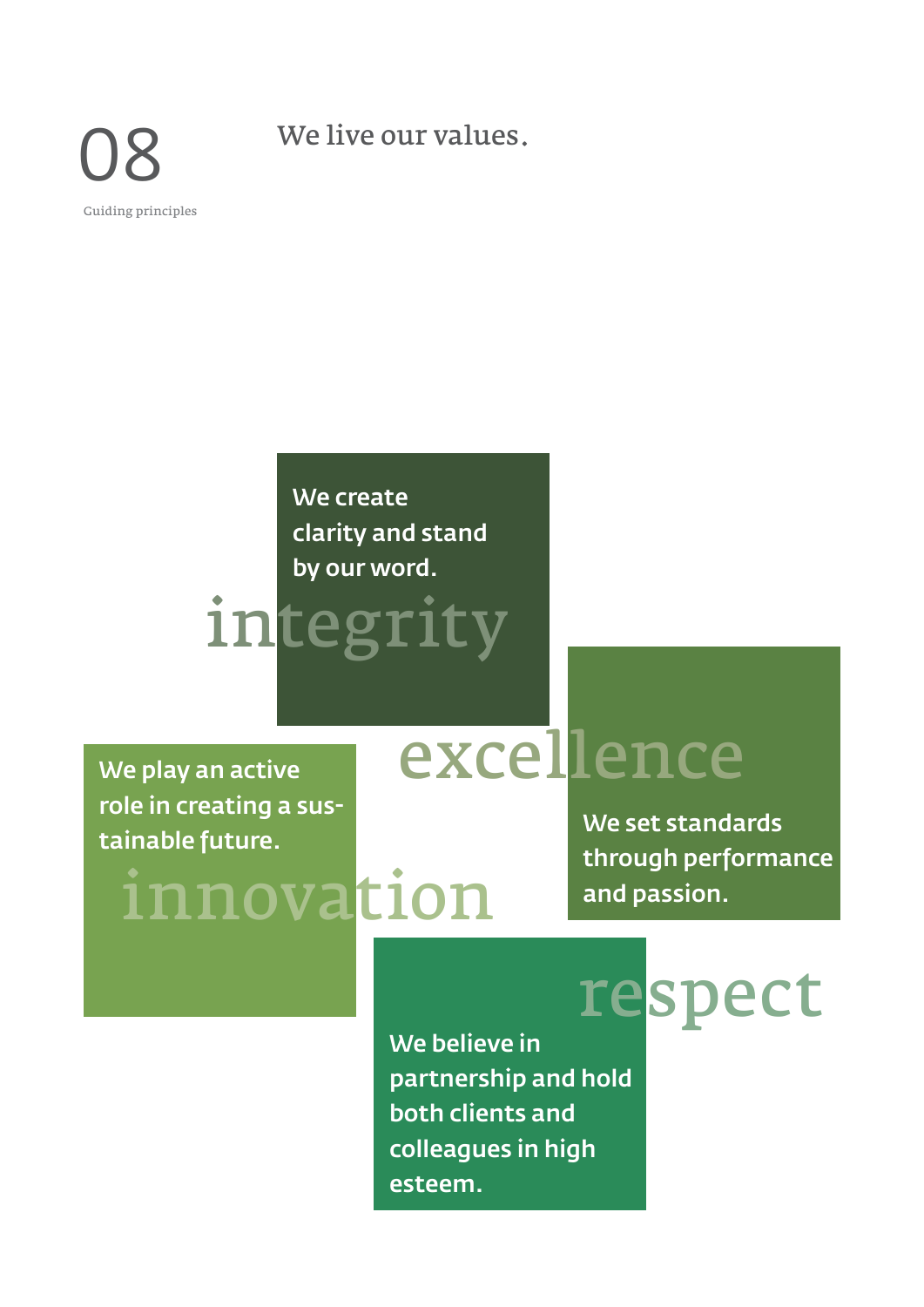# 08

Guiding principles

## We live our values.

### integrity

We create clarity and stand by our word.

### excellence

We set standards through performance and passion.

### innovation

We play an active role in creating a sustainable future.

### respect

We believe in partnership and hold both clients and colleagues in high esteem.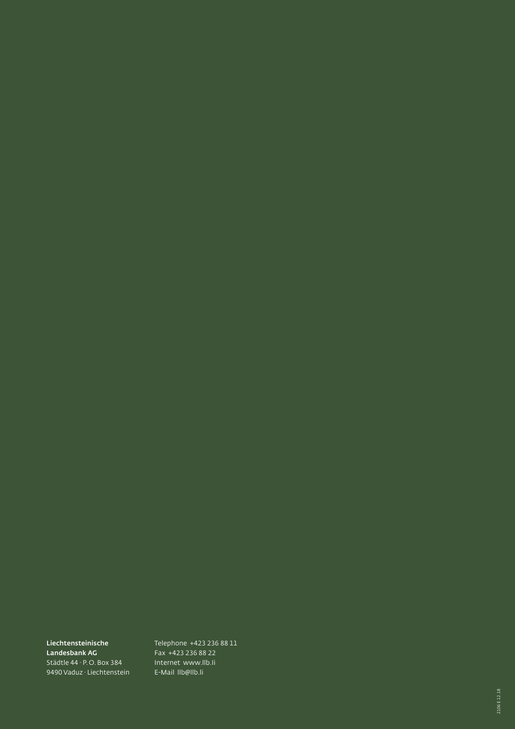**Liechtensteinische Landesbank AG**
Städtle 44 · P. O. Box 384
9490 Vaduz · Liechtenstein

Telephone +423 236 88 11
Fax +423 236 88 22
Internet www.llb.li
E-Mail llb@llb.li

2106 E 12 18